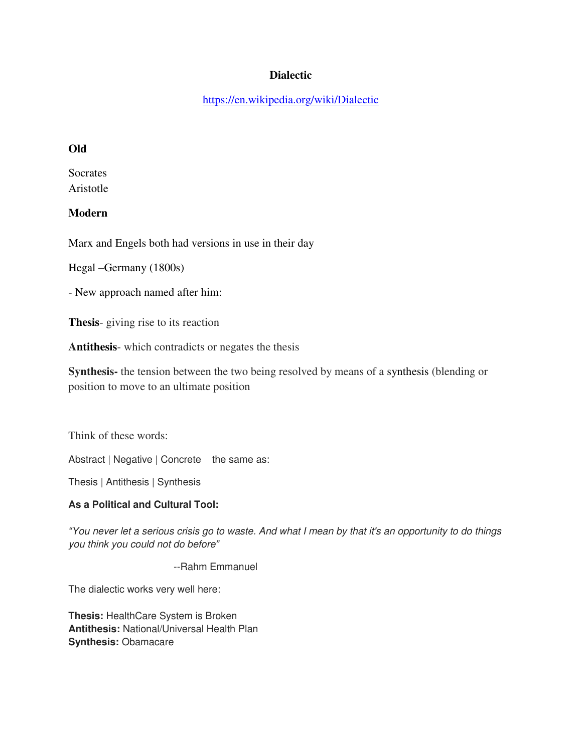# Dialectic

https://en.wikipedia.org/wiki/Dialectic

**Old**

Socrates
Aristotle

**Modern**

Marx and Engels both had versions in use in their day

Hegal –Germany (1800s)

- New approach named after him:

**Thesis**- giving rise to its reaction

**Antithesis**- which contradicts or negates the thesis

**Synthesis-** the tension between the two being resolved by means of a synthesis (blending or position to move to an ultimate position

Think of these words:

Abstract | Negative | Concrete the same as:

Thesis | Antithesis | Synthesis

**As a Political and Cultural Tool:**

*"You never let a serious crisis go to waste. And what I mean by that it's an opportunity to do things you think you could not do before"*

--Rahm Emmanuel

The dialectic works very well here:

**Thesis:** HealthCare System is Broken
**Antithesis:** National/Universal Health Plan
**Synthesis:** Obamacare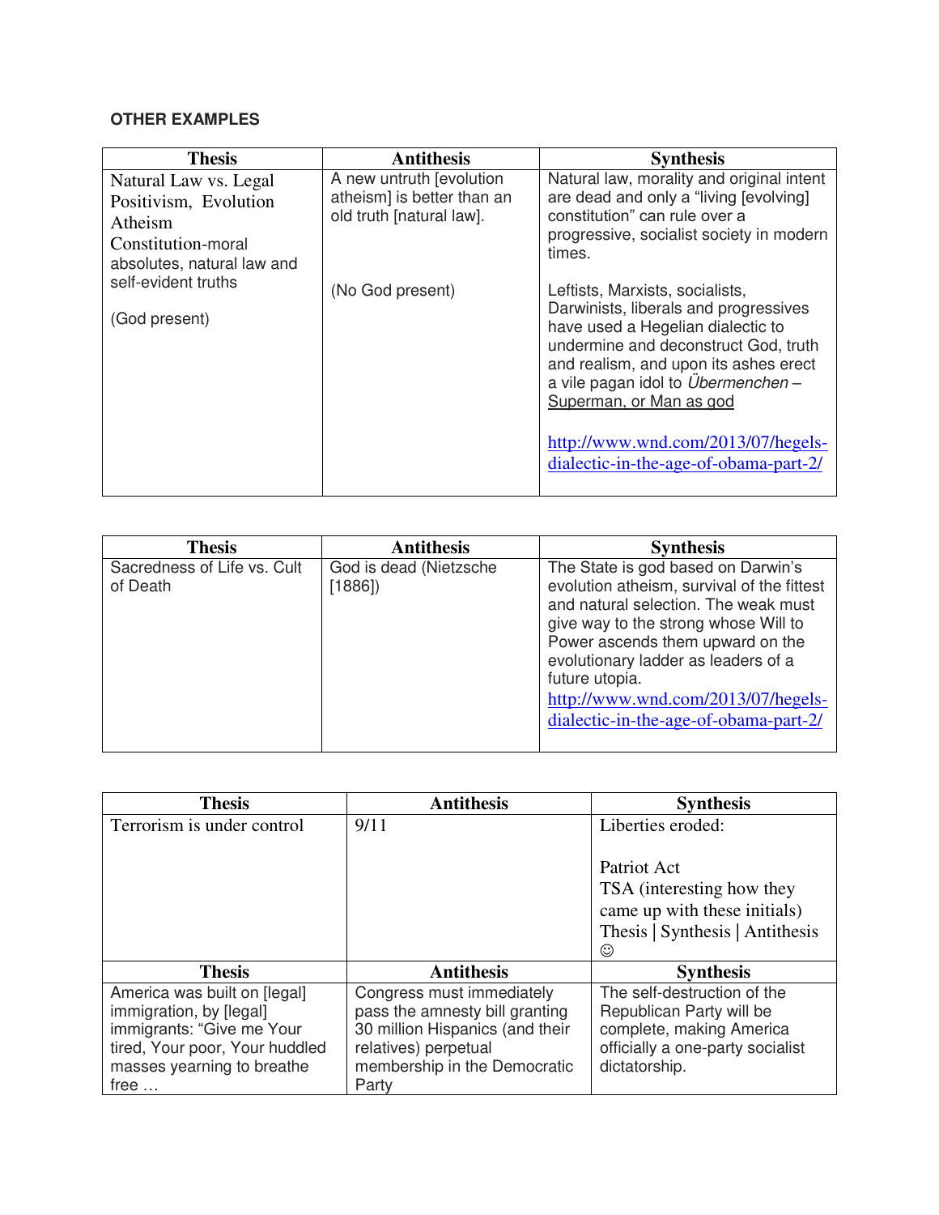**OTHER EXAMPLES**

| Thesis | Antithesis | Synthesis |
|---|---|---|
| Natural Law vs. Legal Positivism, Evolution Atheism<br>Constitution-moral absolutes, natural law and self-evident truths<br><br>(God present) | A new untruth [evolution atheism] is better than an old truth [natural law].<br><br>(No God present) | Natural law, morality and original intent are dead and only a "living [evolving] constitution" can rule over a progressive, socialist society in modern times.<br><br>Leftists, Marxists, socialists, Darwinists, liberals and progressives have used a Hegelian dialectic to undermine and deconstruct God, truth and realism, and upon its ashes erect a vile pagan idol to *Übermenchen* – Superman, or Man as god<br><br>http://www.wnd.com/2013/07/hegels-dialectic-in-the-age-of-obama-part-2/ |

| Thesis | Antithesis | Synthesis |
|---|---|---|
| Sacredness of Life vs. Cult of Death | God is dead (Nietzsche [1886]) | The State is god based on Darwin's evolution atheism, survival of the fittest and natural selection. The weak must give way to the strong whose Will to Power ascends them upward on the evolutionary ladder as leaders of a future utopia.<br>http://www.wnd.com/2013/07/hegels-dialectic-in-the-age-of-obama-part-2/ |

| Thesis | Antithesis | Synthesis |
|---|---|---|
| Terrorism is under control | 9/11 | Liberties eroded:<br><br>Patriot Act<br>TSA (interesting how they came up with these initials)<br>Thesis \| Synthesis \| Antithesis ☺ |
| **Thesis** | **Antithesis** | **Synthesis** |
| America was built on [legal] immigration, by [legal] immigrants: "Give me Your tired, Your poor, Your huddled masses yearning to breathe free … | Congress must immediately pass the amnesty bill granting 30 million Hispanics (and their relatives) perpetual membership in the Democratic Party | The self-destruction of the Republican Party will be complete, making America officially a one-party socialist dictatorship. |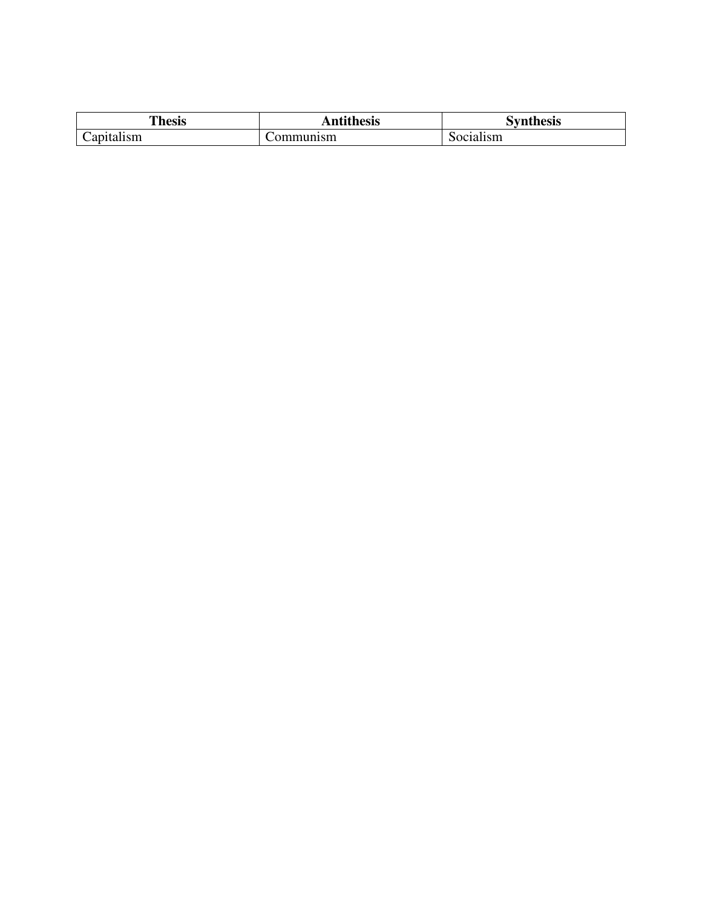| **Thesis** | **Antithesis** | **Synthesis** |
| --- | --- | --- |
| Capitalism | Communism | Socialism |